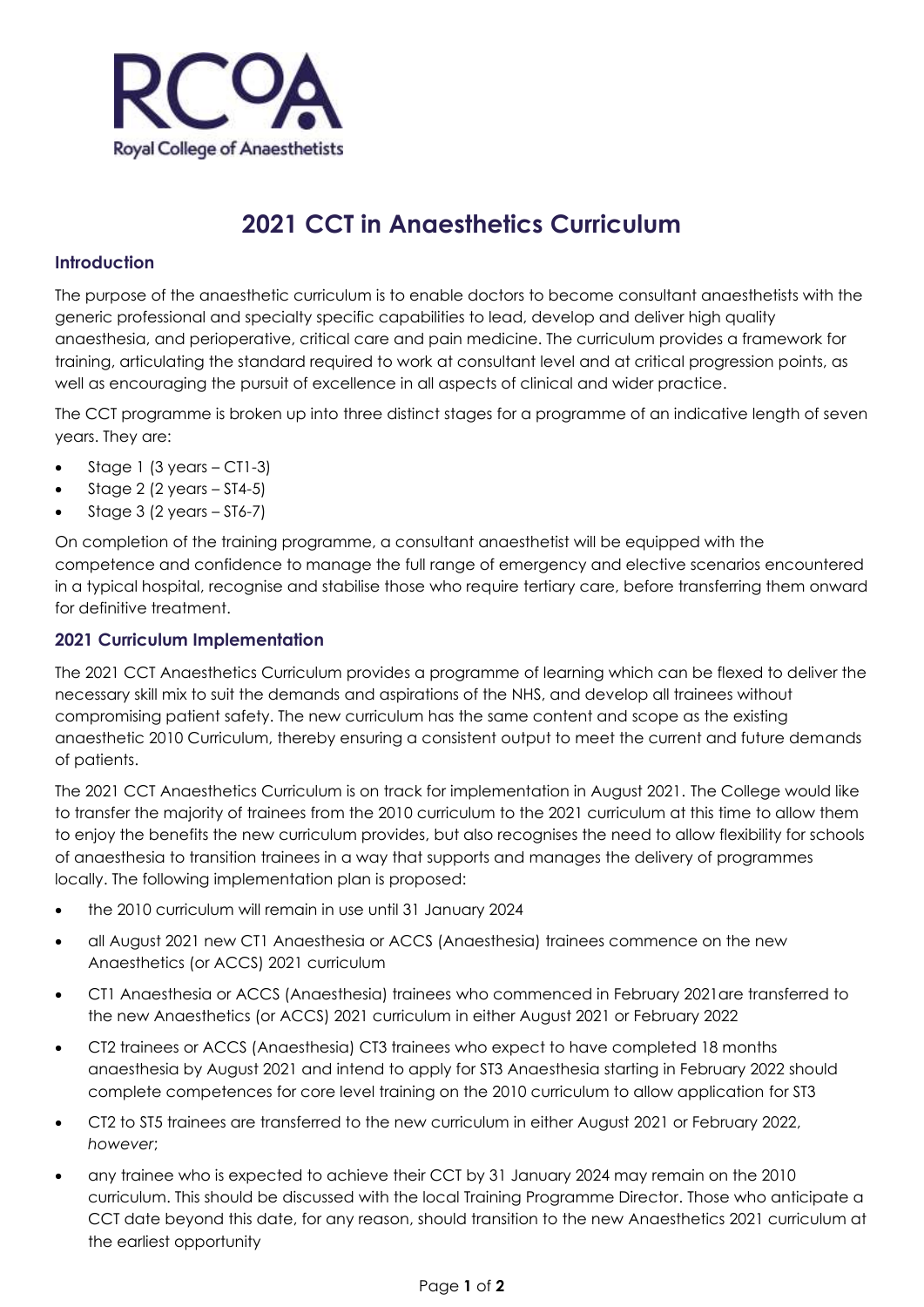# 2021 CCT in Anaesthetics Curriculum

## Introduction

The purpose of the anaesthetic curriculum is to enable doctors to become consultant anaesthetists with the generic professional and specialty specific capabilities to lead, develop and deliver high quality anaesthesia, and perioperative, critical care and pain medicine. The curriculum provides a framework for training, articulating the standard required to work at consultant level and at critical progression points, as well as encouraging the pursuit of excellence in all aspects of clinical and wider practice.

The CCT programme is broken up into three distinct stages for a programme of an indicative length of seven years. They are:

- Stage 1 (3 years – CT1-3)
- Stage 2 (2 years – ST4-5)
- Stage 3 (2 years – ST6-7)

On completion of the training programme, a consultant anaesthetist will be equipped with the competence and confidence to manage the full range of emergency and elective scenarios encountered in a typical hospital, recognise and stabilise those who require tertiary care, before transferring them onward for definitive treatment.

## 2021 Curriculum Implementation

The 2021 CCT Anaesthetics Curriculum provides a programme of learning which can be flexed to deliver the necessary skill mix to suit the demands and aspirations of the NHS, and develop all trainees without compromising patient safety. The new curriculum has the same content and scope as the existing anaesthetic 2010 Curriculum, thereby ensuring a consistent output to meet the current and future demands of patients.

The 2021 CCT Anaesthetics Curriculum is on track for implementation in August 2021. The College would like to transfer the majority of trainees from the 2010 curriculum to the 2021 curriculum at this time to allow them to enjoy the benefits the new curriculum provides, but also recognises the need to allow flexibility for schools of anaesthesia to transition trainees in a way that supports and manages the delivery of programmes locally. The following implementation plan is proposed:

- the 2010 curriculum will remain in use until 31 January 2024
- all August 2021 new CT1 Anaesthesia or ACCS (Anaesthesia) trainees commence on the new Anaesthetics (or ACCS) 2021 curriculum
- CT1 Anaesthesia or ACCS (Anaesthesia) trainees who commenced in February 2021are transferred to the new Anaesthetics (or ACCS) 2021 curriculum in either August 2021 or February 2022
- CT2 trainees or ACCS (Anaesthesia) CT3 trainees who expect to have completed 18 months anaesthesia by August 2021 and intend to apply for ST3 Anaesthesia starting in February 2022 should complete competences for core level training on the 2010 curriculum to allow application for ST3
- CT2 to ST5 trainees are transferred to the new curriculum in either August 2021 or February 2022, *however*;
- any trainee who is expected to achieve their CCT by 31 January 2024 may remain on the 2010 curriculum. This should be discussed with the local Training Programme Director. Those who anticipate a CCT date beyond this date, for any reason, should transition to the new Anaesthetics 2021 curriculum at the earliest opportunity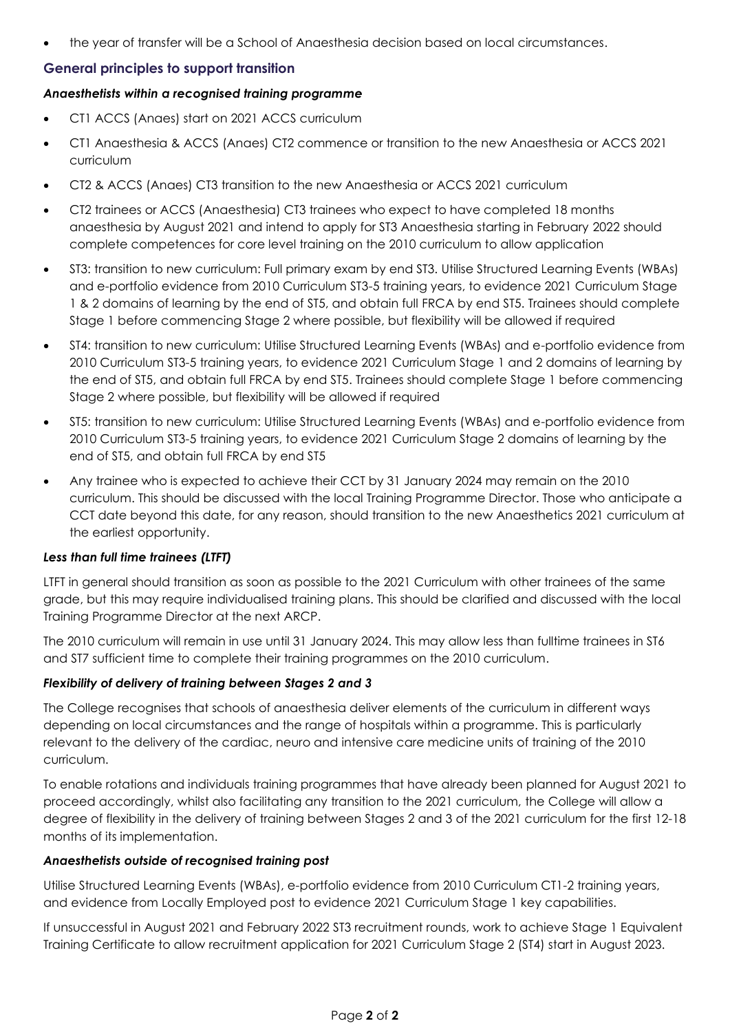- the year of transfer will be a School of Anaesthesia decision based on local circumstances.

## General principles to support transition

### *Anaesthetists within a recognised training programme*

- CT1 ACCS (Anaes) start on 2021 ACCS curriculum
- CT1 Anaesthesia & ACCS (Anaes) CT2 commence or transition to the new Anaesthesia or ACCS 2021 curriculum
- CT2 & ACCS (Anaes) CT3 transition to the new Anaesthesia or ACCS 2021 curriculum
- CT2 trainees or ACCS (Anaesthesia) CT3 trainees who expect to have completed 18 months anaesthesia by August 2021 and intend to apply for ST3 Anaesthesia starting in February 2022 should complete competences for core level training on the 2010 curriculum to allow application
- ST3: transition to new curriculum: Full primary exam by end ST3. Utilise Structured Learning Events (WBAs) and e-portfolio evidence from 2010 Curriculum ST3-5 training years, to evidence 2021 Curriculum Stage 1 & 2 domains of learning by the end of ST5, and obtain full FRCA by end ST5. Trainees should complete Stage 1 before commencing Stage 2 where possible, but flexibility will be allowed if required
- ST4: transition to new curriculum: Utilise Structured Learning Events (WBAs) and e-portfolio evidence from 2010 Curriculum ST3-5 training years, to evidence 2021 Curriculum Stage 1 and 2 domains of learning by the end of ST5, and obtain full FRCA by end ST5. Trainees should complete Stage 1 before commencing Stage 2 where possible, but flexibility will be allowed if required
- ST5: transition to new curriculum: Utilise Structured Learning Events (WBAs) and e-portfolio evidence from 2010 Curriculum ST3-5 training years, to evidence 2021 Curriculum Stage 2 domains of learning by the end of ST5, and obtain full FRCA by end ST5
- Any trainee who is expected to achieve their CCT by 31 January 2024 may remain on the 2010 curriculum. This should be discussed with the local Training Programme Director. Those who anticipate a CCT date beyond this date, for any reason, should transition to the new Anaesthetics 2021 curriculum at the earliest opportunity.

### *Less than full time trainees (LTFT)*

LTFT in general should transition as soon as possible to the 2021 Curriculum with other trainees of the same grade, but this may require individualised training plans. This should be clarified and discussed with the local Training Programme Director at the next ARCP.

The 2010 curriculum will remain in use until 31 January 2024. This may allow less than fulltime trainees in ST6 and ST7 sufficient time to complete their training programmes on the 2010 curriculum.

### *Flexibility of delivery of training between Stages 2 and 3*

The College recognises that schools of anaesthesia deliver elements of the curriculum in different ways depending on local circumstances and the range of hospitals within a programme. This is particularly relevant to the delivery of the cardiac, neuro and intensive care medicine units of training of the 2010 curriculum.

To enable rotations and individuals training programmes that have already been planned for August 2021 to proceed accordingly, whilst also facilitating any transition to the 2021 curriculum, the College will allow a degree of flexibility in the delivery of training between Stages 2 and 3 of the 2021 curriculum for the first 12-18 months of its implementation.

### *Anaesthetists outside of recognised training post*

Utilise Structured Learning Events (WBAs), e-portfolio evidence from 2010 Curriculum CT1-2 training years, and evidence from Locally Employed post to evidence 2021 Curriculum Stage 1 key capabilities.

If unsuccessful in August 2021 and February 2022 ST3 recruitment rounds, work to achieve Stage 1 Equivalent Training Certificate to allow recruitment application for 2021 Curriculum Stage 2 (ST4) start in August 2023.